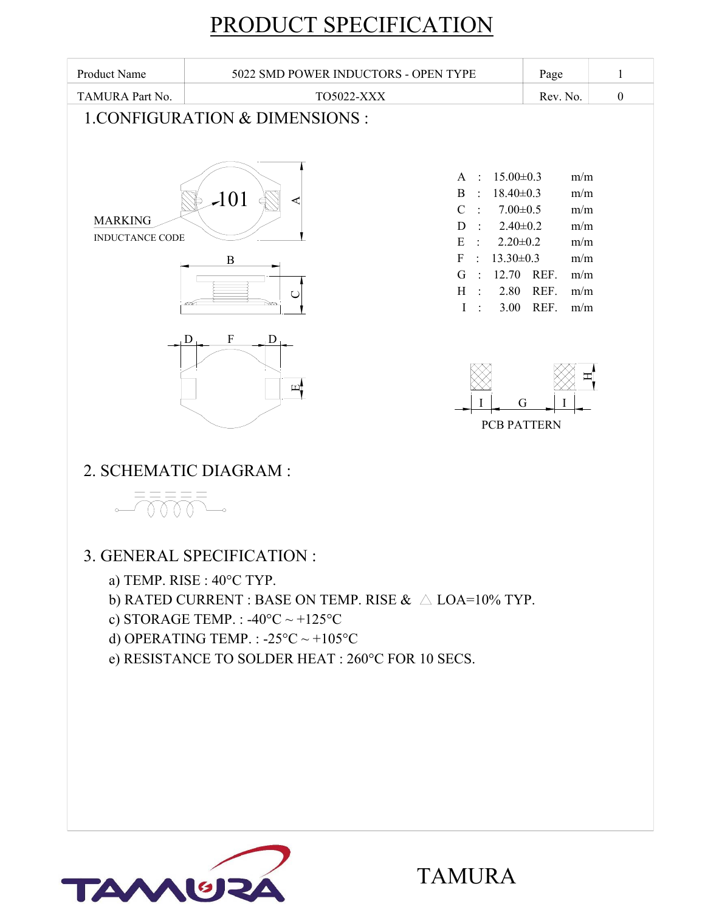# PRODUCT SPECIFICATION

| | | | |
|---|---|---|---|
| Product Name | 5022 SMD POWER INDUCTORS - OPEN TYPE | Page | 1 |
| TAMURA Part No. | TO5022-XXX | Rev. No. | 0 |

## 1.CONFIGURATION & DIMENSIONS :

MARKING

INDUCTANCE CODE

101

| | | | |
|---|---|---|---|
| A | : | 15.00±0.3 | m/m |
| B | : | 18.40±0.3 | m/m |
| C | : | 7.00±0.5 | m/m |
| D | : | 2.40±0.2 | m/m |
| E | : | 2.20±0.2 | m/m |
| F | : | 13.30±0.3 | m/m |
| G | : | 12.70 REF. | m/m |
| H | : | 2.80 REF. | m/m |
| I | : | 3.00 REF. | m/m |

PCB PATTERN

## 2. SCHEMATIC DIAGRAM :

## 3. GENERAL SPECIFICATION :

a) TEMP. RISE : 40°C TYP.

b) RATED CURRENT : BASE ON TEMP. RISE & △ LOA=10% TYP.

c) STORAGE TEMP. : -40°C ~ +125°C

d) OPERATING TEMP. : -25°C ~ +105°C

e) RESISTANCE TO SOLDER HEAT : 260°C FOR 10 SECS.

TAMURA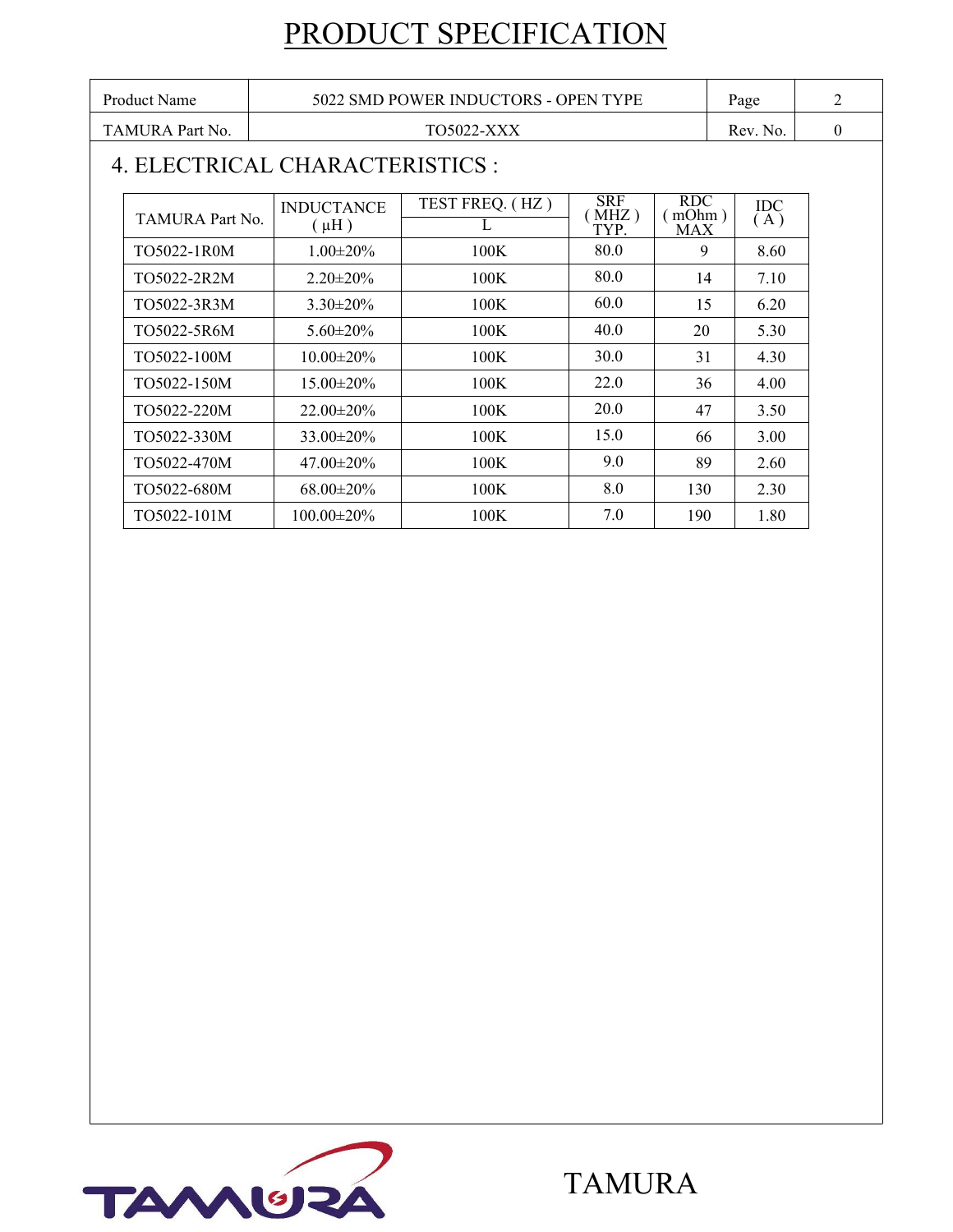# PRODUCT SPECIFICATION

| Product Name | 5022 SMD POWER INDUCTORS - OPEN TYPE | Page | 2 |
|---|---|---|---|
| TAMURA Part No. | TO5022-XXX | Rev. No. | 0 |

## 4. ELECTRICAL CHARACTERISTICS :

| TAMURA Part No. | INDUCTANCE ( μH ) | TEST FREQ. ( HZ ) | SRF ( MHZ ) TYP. | RDC ( mOhm ) MAX | IDC ( A ) |
|---|---|---|---|---|---|
| | | L | | | |
| TO5022-1R0M | 1.00±20% | 100K | 80.0 | 9 | 8.60 |
| TO5022-2R2M | 2.20±20% | 100K | 80.0 | 14 | 7.10 |
| TO5022-3R3M | 3.30±20% | 100K | 60.0 | 15 | 6.20 |
| TO5022-5R6M | 5.60±20% | 100K | 40.0 | 20 | 5.30 |
| TO5022-100M | 10.00±20% | 100K | 30.0 | 31 | 4.30 |
| TO5022-150M | 15.00±20% | 100K | 22.0 | 36 | 4.00 |
| TO5022-220M | 22.00±20% | 100K | 20.0 | 47 | 3.50 |
| TO5022-330M | 33.00±20% | 100K | 15.0 | 66 | 3.00 |
| TO5022-470M | 47.00±20% | 100K | 9.0 | 89 | 2.60 |
| TO5022-680M | 68.00±20% | 100K | 8.0 | 130 | 2.30 |
| TO5022-101M | 100.00±20% | 100K | 7.0 | 190 | 1.80 |

TAMURA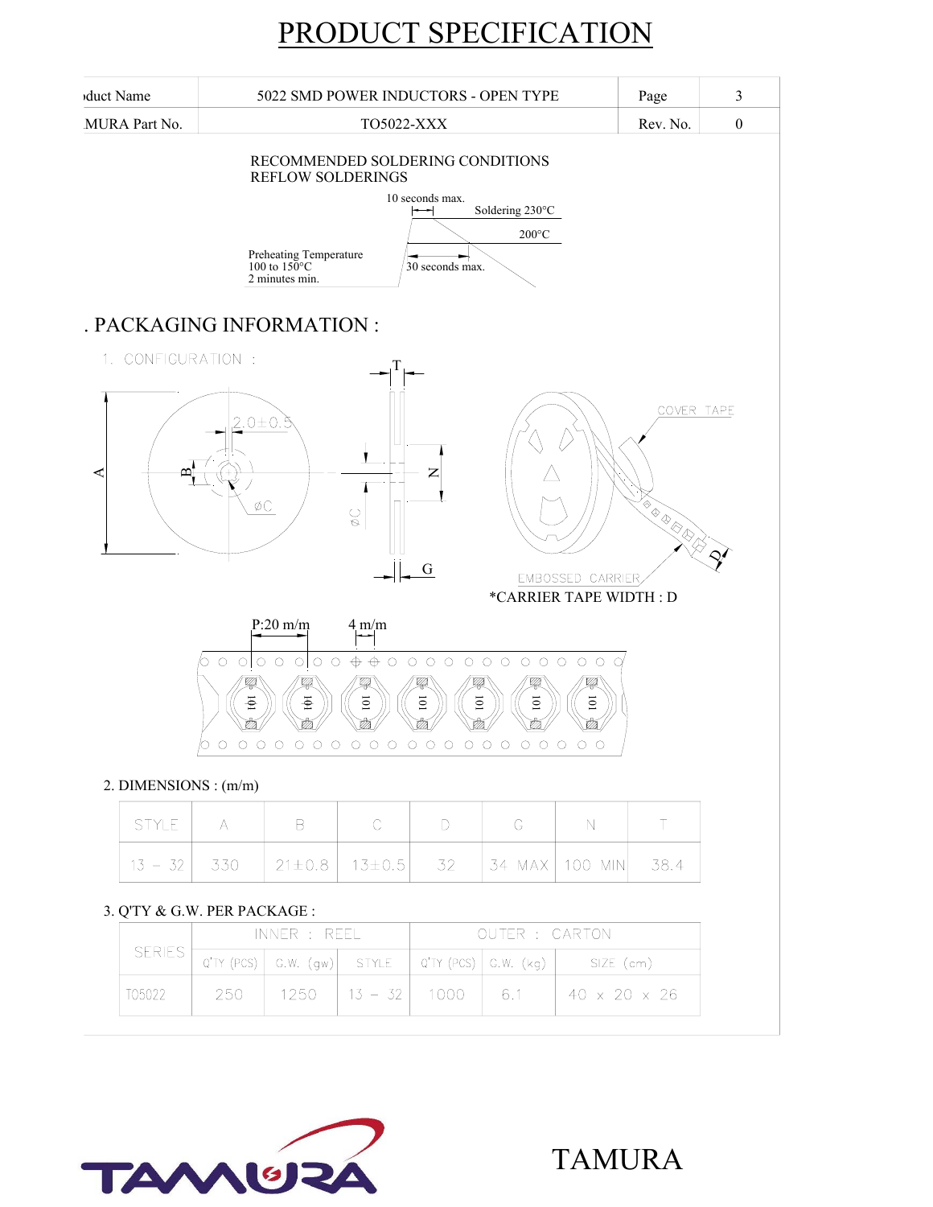# PRODUCT SPECIFICATION

| Product Name | 5022 SMD POWER INDUCTORS - OPEN TYPE | Page | 3 |
|---|---|---|---|
| TAMURA Part No. | TO5022-XXX | Rev. No. | 0 |

RECOMMENDED SOLDERING CONDITIONS
REFLOW SOLDERINGS

10 seconds max.
Soldering 230°C
200°C
Preheating Temperature
100 to 150°C
2 minutes min.
30 seconds max.

## . PACKAGING INFORMATION :

1. CONFIGURATION :

T
2.0±0.5
A
B
øC
N
øC
G
COVER TAPE
D
EMBOSSED CARRIER

*CARRIER TAPE WIDTH : D

P:20 m/m
4 m/m

101

2. DIMENSIONS : (m/m)

| STYLE | A | B | C | D | G | N | T |
|---|---|---|---|---|---|---|---|
| 13 – 32 | 330 | 21±0.8 | 13±0.5 | 32 | 34 MAX | 100 MIN | 38.4 |

3. Q'TY & G.W. PER PACKAGE :

| SERIES | INNER : REEL | | | OUTER : CARTON | | |
|---|---|---|---|---|---|---|
| | Q'TY (PCS) | G.W. (gw) | STYLE | Q'TY (PCS) | G.W. (kg) | SIZE (cm) |
| TO5022 | 250 | 1250 | 13 – 32 | 1000 | 6.1 | 40 x 20 x 26 |

TAMURA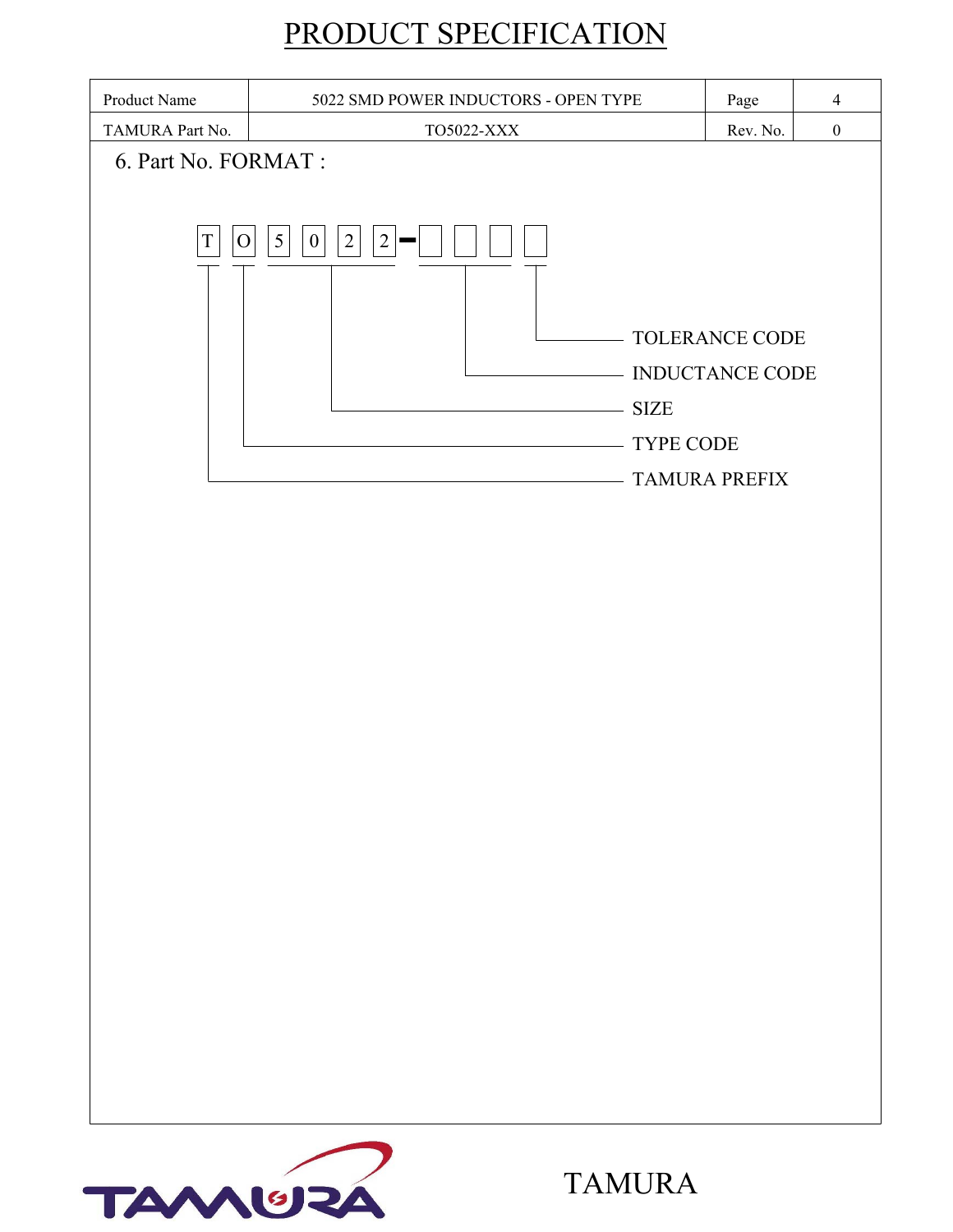# PRODUCT SPECIFICATION

| Product Name | 5022 SMD POWER INDUCTORS - OPEN TYPE | Page | 4 |
|---|---|---|---|
| TAMURA Part No. | TO5022-XXX | Rev. No. | 0 |

## 6. Part No. FORMAT :

T O 5 0 2 2 - □ □ □ □

- T : TAMURA PREFIX
- O : TYPE CODE
- 5022 : SIZE
- First three boxes after the dash : INDUCTANCE CODE
- Last box : TOLERANCE CODE

TAMURA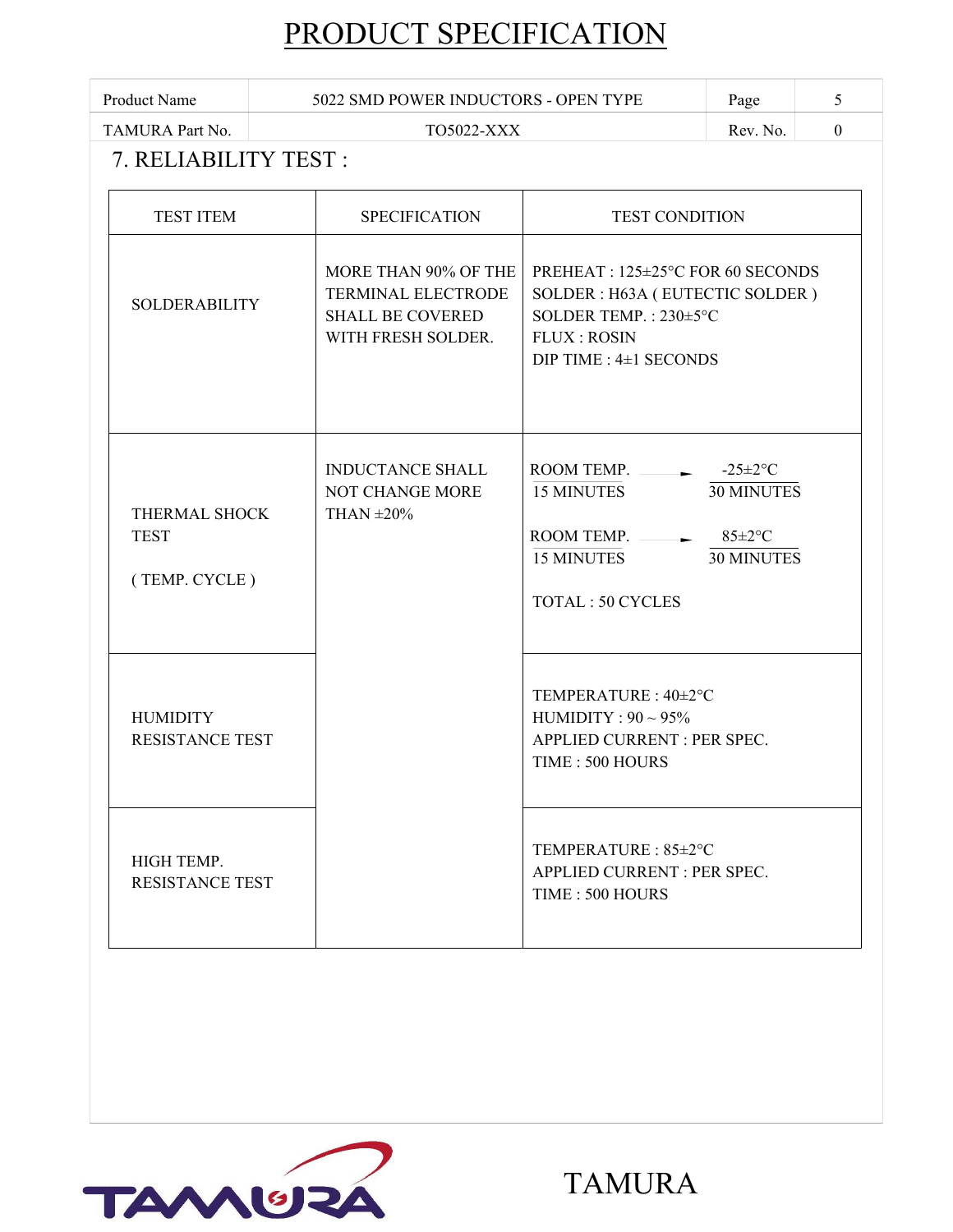# PRODUCT SPECIFICATION

| Product Name | 5022 SMD POWER INDUCTORS - OPEN TYPE | Page | 5 |
|---|---|---|---|
| TAMURA Part No. | TO5022-XXX | Rev. No. | 0 |

## 7. RELIABILITY TEST :

| TEST ITEM | SPECIFICATION | TEST CONDITION |
|---|---|---|
| SOLDERABILITY | MORE THAN 90% OF THE TERMINAL ELECTRODE SHALL BE COVERED WITH FRESH SOLDER. | PREHEAT : 125±25°C FOR 60 SECONDS<br>SOLDER : H63A ( EUTECTIC SOLDER )<br>SOLDER TEMP. : 230±5°C<br>FLUX : ROSIN<br>DIP TIME : 4±1 SECONDS |
| THERMAL SHOCK TEST<br><br>( TEMP. CYCLE ) | INDUCTANCE SHALL NOT CHANGE MORE THAN ±20% | ROOM TEMP. 15 MINUTES → -25±2°C 30 MINUTES<br><br>ROOM TEMP. 15 MINUTES → 85±2°C 30 MINUTES<br><br>TOTAL : 50 CYCLES |
| HUMIDITY RESISTANCE TEST | | TEMPERATURE : 40±2°C<br>HUMIDITY : 90 ~ 95%<br>APPLIED CURRENT : PER SPEC.<br>TIME : 500 HOURS |
| HIGH TEMP. RESISTANCE TEST | | TEMPERATURE : 85±2°C<br>APPLIED CURRENT : PER SPEC.<br>TIME : 500 HOURS |

TAMURA